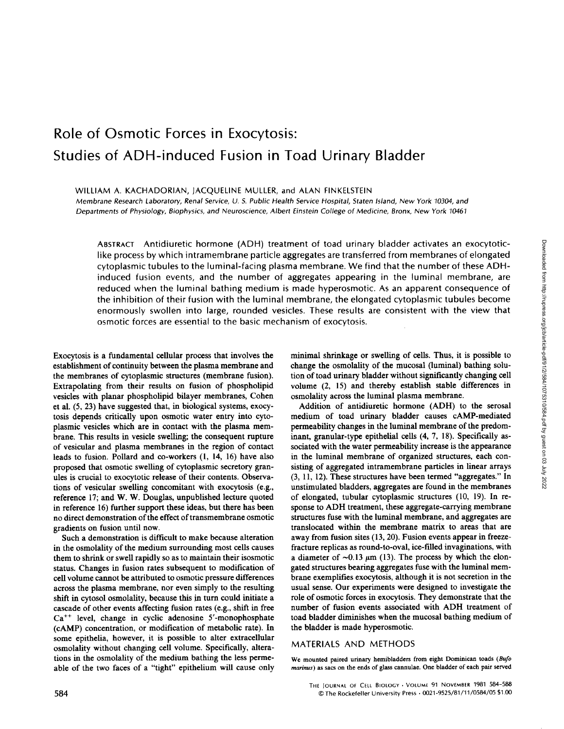# Role of Osmotic Forces in Exocytosis: Studies of ADH-induced Fusion in Toad Urinary Bladder

WILLIAM A. KACHADORIAN, JACQUELINE MULLER, and ALAN FINKELSTEIN

*Membrane Research Laboratory, Renal Service, U. S. Public Health Service Hospital, Staten Island, New York 10304, and Departments of Physiology, Biophysics, and Neuroscience, Albert Einstein College of Medicine, Bronx, New York 10461*

ABSTRACT Antidiuretic hormone (ADH) treatment of toad urinary bladder activates an exocytotic-like process by which intramembrane particle aggregates are transferred from membranes of elongated cytoplasmic tubules to the luminal-facing plasma membrane. We find that the number of these ADH-induced fusion events, and the number of aggregates appearing in the luminal membrane, are reduced when the luminal bathing medium is made hyperosmotic. As an apparent consequence of the inhibition of their fusion with the luminal membrane, the elongated cytoplasmic tubules become enormously swollen into large, rounded vesicles. These results are consistent with the view that osmotic forces are essential to the basic mechanism of exocytosis.

Exocytosis is a fundamental cellular process that involves the establishment of continuity between the plasma membrane and the membranes of cytoplasmic structures (membrane fusion). Extrapolating from their results on fusion of phospholipid vesicles with planar phospholipid bilayer membranes, Cohen et al. (5, 23) have suggested that, in biological systems, exocytosis depends critically upon osmotic water entry into cytoplasmic vesicles which are in contact with the plasma membrane. This results in vesicle swelling; the consequent rupture of vesicular and plasma membranes in the region of contact leads to fusion. Pollard and co-workers (1, 14, 16) have also proposed that osmotic swelling of cytoplasmic secretory granules is crucial to exocytotic release of their contents. Observations of vesicular swelling concomitant with exocytosis (e.g., reference 17; and W. W. Douglas, unpublished lecture quoted in reference 16) further support these ideas, but there has been no direct demonstration of the effect of transmembrane osmotic gradients on fusion until now.

Such a demonstration is difficult to make because alteration in the osmolality of the medium surrounding most cells causes them to shrink or swell rapidly so as to maintain their isosmotic status. Changes in fusion rates subsequent to modification of cell volume cannot be attributed to osmotic pressure differences across the plasma membrane, nor even simply to the resulting shift in cytosol osmolality, because this in turn could initiate a cascade of other events affecting fusion rates (e.g., shift in free $Ca^{++}$ level, change in cyclic adenosine 5'-monophosphate (cAMP) concentration, or modification of metabolic rate). In some epithelia, however, it is possible to alter extracellular osmolality without changing cell volume. Specifically, alterations in the osmolality of the medium bathing the less permeable of the two faces of a "tight" epithelium will cause only minimal shrinkage or swelling of cells. Thus, it is possible to change the osmolality of the mucosal (luminal) bathing solution of toad urinary bladder without significantly changing cell volume (2, 15) and thereby establish stable differences in osmolality across the luminal plasma membrane.

Addition of antidiuretic hormone (ADH) to the serosal medium of toad urinary bladder causes cAMP-mediated permeability changes in the luminal membrane of the predominant, granular-type epithelial cells (4, 7, 18). Specifically associated with the water permeability increase is the appearance in the luminal membrane of organized structures, each consisting of aggregated intramembrane particles in linear arrays (3, 11, 12). These structures have been termed "aggregates." In unstimulated bladders, aggregates are found in the membranes of elongated, tubular cytoplasmic structures (10, 19). In response to ADH treatment, these aggregate-carrying membrane structures fuse with the luminal membrane, and aggregates are translocated within the membrane matrix to areas that are away from fusion sites (13, 20). Fusion events appear in freeze-fracture replicas as round-to-oval, ice-filled invaginations, with a diameter of ~0.13 μm (13). The process by which the elongated structures bearing aggregates fuse with the luminal membrane exemplifies exocytosis, although it is not secretion in the usual sense. Our experiments were designed to investigate the role of osmotic forces in exocytosis. They demonstrate that the number of fusion events associated with ADH treatment of toad bladder diminishes when the mucosal bathing medium of the bladder is made hyperosmotic.

## MATERIALS AND METHODS

We mounted paired urinary hemibladders from eight Dominican toads (*Bufo marinus*) as sacs on the ends of glass cannulae. One bladder of each pair served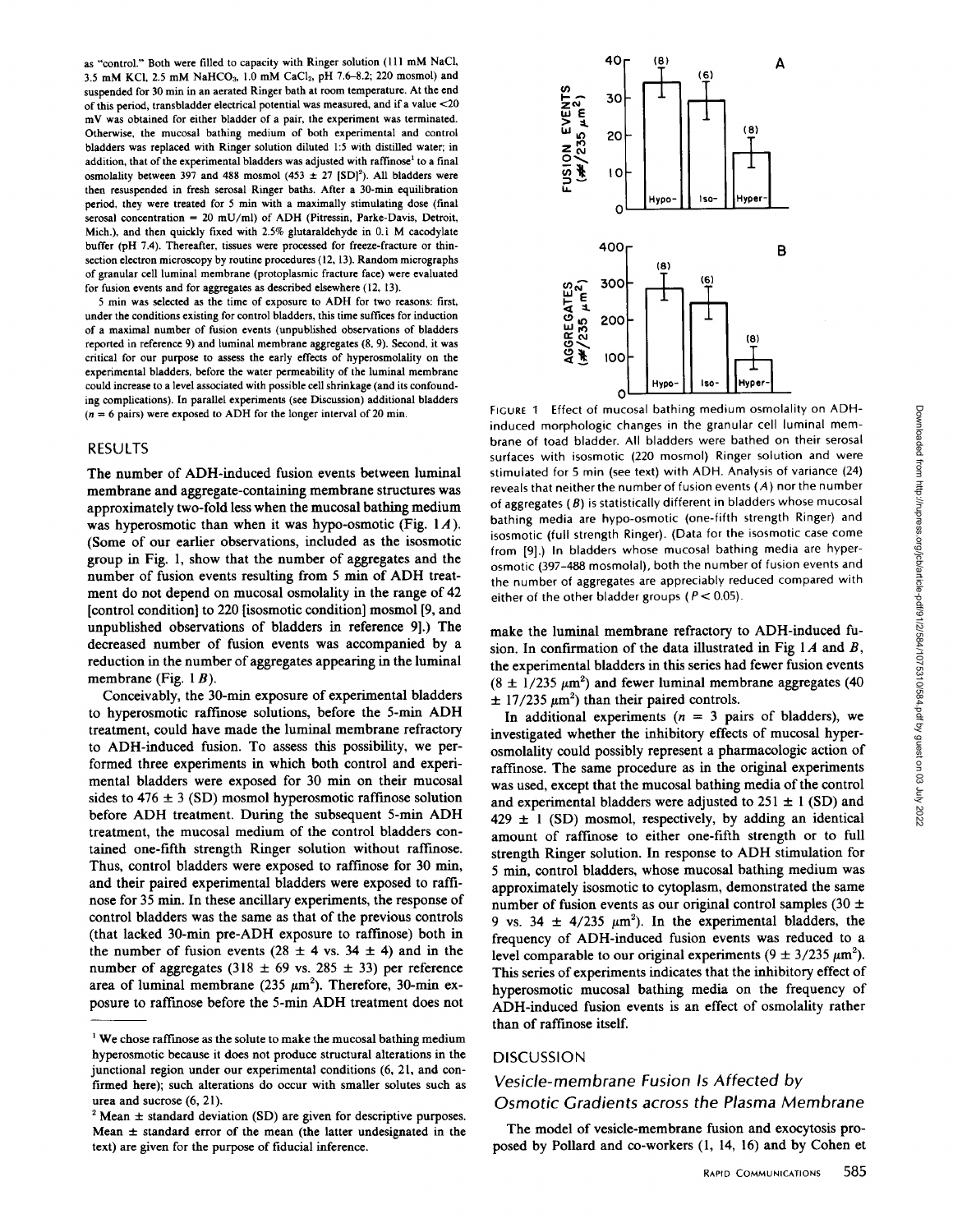as "control." Both were filled to capacity with Ringer solution (111 mM NaCl, 3.5 mM KCl, 2.5 mM $NaHCO_3$, 1.0 mM $CaCl_2$, pH 7.6–8.2; 220 mosmol) and suspended for 30 min in an aerated Ringer bath at room temperature. At the end of this period, transbladder electrical potential was measured, and if a value <20 mV was obtained for either bladder of a pair, the experiment was terminated. Otherwise, the mucosal bathing medium of both experimental and control bladders was replaced with Ringer solution diluted 1:5 with distilled water; in addition, that of the experimental bladders was adjusted with raffinose[1] to a final osmolality between 397 and 488 mosmol (453 ± 27 [SD][2]). All bladders were then resuspended in fresh serosal Ringer baths. After a 30-min equilibration period, they were treated for 5 min with a maximally stimulating dose (final serosal concentration = 20 mU/ml) of ADH (Pitressin, Parke-Davis, Detroit, Mich.), and then quickly fixed with 2.5% glutaraldehyde in 0.1 M cacodylate buffer (pH 7.4). Thereafter, tissues were processed for freeze-fracture or thin-section electron microscopy by routine procedures (12, 13). Random micrographs of granular cell luminal membrane (protoplasmic fracture face) were evaluated for fusion events and for aggregates as described elsewhere (12, 13).

5 min was selected as the time of exposure to ADH for two reasons: first, under the conditions existing for control bladders, this time suffices for induction of a maximal number of fusion events (unpublished observations of bladders reported in reference 9) and luminal membrane aggregates (8, 9). Second, it was critical for our purpose to assess the early effects of hyperosmolality on the experimental bladders, before the water permeability of the luminal membrane could increase to a level associated with possible cell shrinkage (and its confounding complications). In parallel experiments (see Discussion) additional bladders ($n$ = 6 pairs) were exposed to ADH for the longer interval of 20 min.

## RESULTS

The number of ADH-induced fusion events between luminal membrane and aggregate-containing membrane structures was approximately two-fold less when the mucosal bathing medium was hyperosmotic than when it was hypo-osmotic (Fig. 1*A*). (Some of our earlier observations, included as the isosmotic group in Fig. 1, show that the number of aggregates and the number of fusion events resulting from 5 min of ADH treatment do not depend on mucosal osmolality in the range of 42 [control condition] to 220 [isosmotic condition] mosmol [9, and unpublished observations of bladders in reference 9].) The decreased number of fusion events was accompanied by a reduction in the number of aggregates appearing in the luminal membrane (Fig. 1*B*).

Conceivably, the 30-min exposure of experimental bladders to hyperosmotic raffinose solutions, before the 5-min ADH treatment, could have made the luminal membrane refractory to ADH-induced fusion. To assess this possibility, we performed three experiments in which both control and experimental bladders were exposed for 30 min on their mucosal sides to 476 ± 3 (SD) mosmol hyperosmotic raffinose solution before ADH treatment. During the subsequent 5-min ADH treatment, the mucosal medium of the control bladders contained one-fifth strength Ringer solution without raffinose. Thus, control bladders were exposed to raffinose for 30 min, and their paired experimental bladders were exposed to raffinose for 35 min. In these ancillary experiments, the response of control bladders was the same as that of the previous controls (that lacked 30-min pre-ADH exposure to raffinose) both in the number of fusion events (28 ± 4 vs. 34 ± 4) and in the number of aggregates (318 ± 69 vs. 285 ± 33) per reference area of luminal membrane (235 $\mu m^2$). Therefore, 30-min exposure to raffinose before the 5-min ADH treatment does not make the luminal membrane refractory to ADH-induced fusion. In confirmation of the data illustrated in Fig 1*A* and *B*, the experimental bladders in this series had fewer fusion events (8 ± 1/235 $\mu m^2$) and fewer luminal membrane aggregates (40 ± 17/235 $\mu m^2$) than their paired controls.

In additional experiments ($n$ = 3 pairs of bladders), we investigated whether the inhibitory effects of mucosal hyperosmolality could possibly represent a pharmacologic action of raffinose. The same procedure as in the original experiments was used, except that the mucosal bathing media of the control and experimental bladders were adjusted to 251 ± 1 (SD) and 429 ± 1 (SD) mosmol, respectively, by adding an identical amount of raffinose to either one-fifth strength or to full strength Ringer solution. In response to ADH stimulation for 5 min, control bladders, whose mucosal bathing medium was approximately isosmotic to cytoplasm, demonstrated the same number of fusion events as our original control samples (30 ± 9 vs. 34 ± 4/235 $\mu m^2$). In the experimental bladders, the frequency of ADH-induced fusion events was reduced to a level comparable to our original experiments (9 ± 3/235 $\mu m^2$). This series of experiments indicates that the inhibitory effect of hyperosmotic mucosal bathing media on the frequency of ADH-induced fusion events is an effect of osmolality rather than of raffinose itself.

FIGURE 1 Effect of mucosal bathing medium osmolality on ADH-induced morphologic changes in the granular cell luminal membrane of toad bladder. All bladders were bathed on their serosal surfaces with isosmotic (220 mosmol) Ringer solution and were stimulated for 5 min (see text) with ADH. Analysis of variance (24) reveals that neither the number of fusion events (*A*) nor the number of aggregates (*B*) is statistically different in bladders whose mucosal bathing media are hypo-osmotic (one-fifth strength Ringer) and isosmotic (full strength Ringer). (Data for the isosmotic case come from [9].) In bladders whose mucosal bathing media are hyperosmotic (397–488 mosmolal), both the number of fusion events and the number of aggregates are appreciably reduced compared with either of the other bladder groups ($P < 0.05$).

## DISCUSSION

### *Vesicle-membrane Fusion Is Affected by Osmotic Gradients across the Plasma Membrane*

The model of vesicle-membrane fusion and exocytosis proposed by Pollard and co-workers (1, 14, 16) and by Cohen et

---

[1] We chose raffinose as the solute to make the mucosal bathing medium hyperosmotic because it does not produce structural alterations in the junctional region under our experimental conditions (6, 21, and confirmed here); such alterations do occur with smaller solutes such as urea and sucrose (6, 21).

[2] Mean ± standard deviation (SD) are given for descriptive purposes. Mean ± standard error of the mean (the latter undesignated in the text) are given for the purpose of fiducial inference.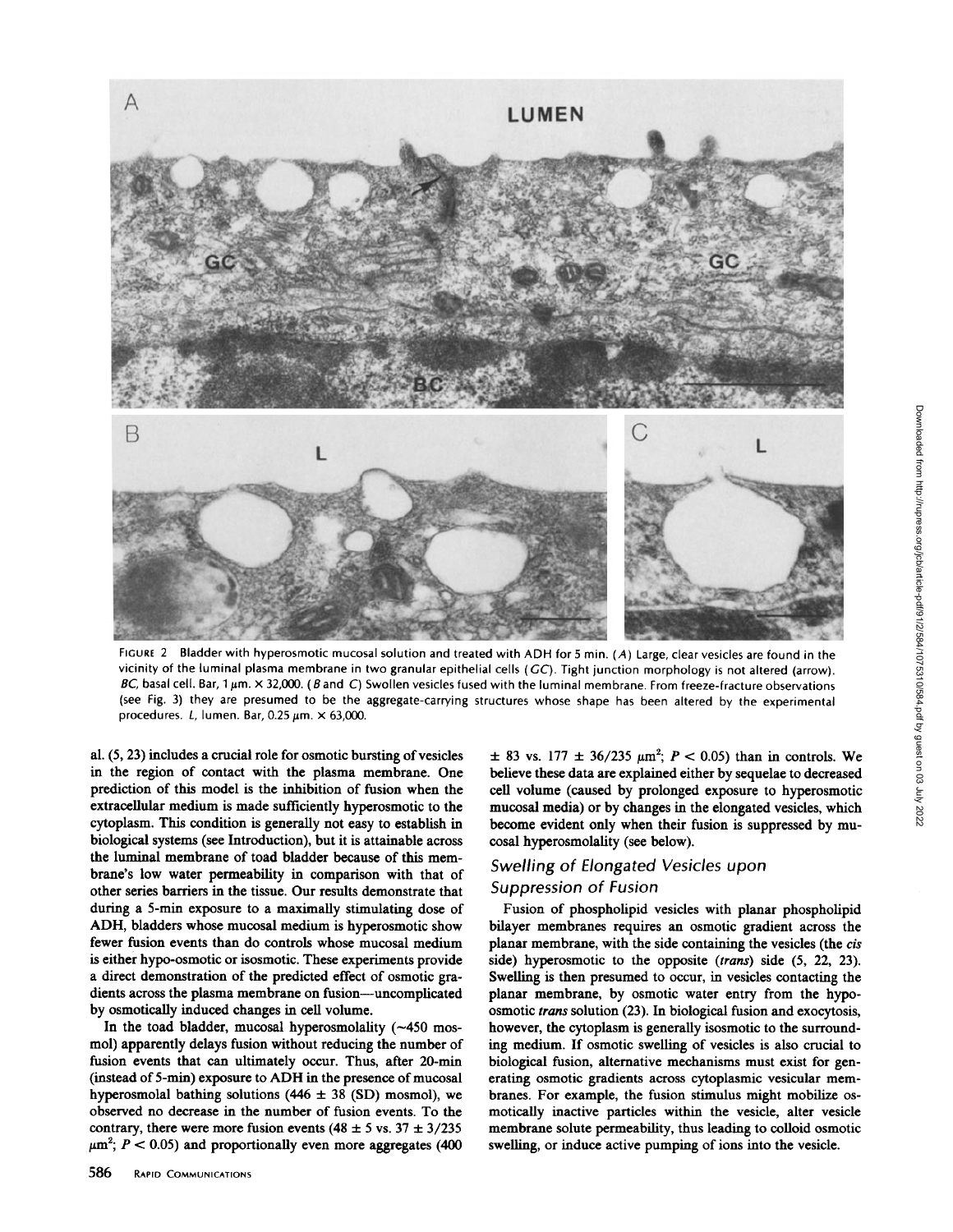FIGURE 2 Bladder with hyperosmotic mucosal solution and treated with ADH for 5 min. (*A*) Large, clear vesicles are found in the vicinity of the luminal plasma membrane in two granular epithelial cells (*GC*). Tight junction morphology is not altered (arrow). *BC*, basal cell. Bar, 1 μm. × 32,000. (*B* and *C*) Swollen vesicles fused with the luminal membrane. From freeze-fracture observations (see Fig. 3) they are presumed to be the aggregate-carrying structures whose shape has been altered by the experimental procedures. *L*, lumen. Bar, 0.25 μm. × 63,000.

al. (5, 23) includes a crucial role for osmotic bursting of vesicles in the region of contact with the plasma membrane. One prediction of this model is the inhibition of fusion when the extracellular medium is made sufficiently hyperosmotic to the cytoplasm. This condition is generally not easy to establish in biological systems (see Introduction), but it is attainable across the luminal membrane of toad bladder because of this membrane's low water permeability in comparison with that of other series barriers in the tissue. Our results demonstrate that during a 5-min exposure to a maximally stimulating dose of ADH, bladders whose mucosal medium is hyperosmotic show fewer fusion events than do controls whose mucosal medium is either hypo-osmotic or isosmotic. These experiments provide a direct demonstration of the predicted effect of osmotic gradients across the plasma membrane on fusion—uncomplicated by osmotically induced changes in cell volume.

In the toad bladder, mucosal hyperosmolality (~450 mosmol) apparently delays fusion without reducing the number of fusion events that can ultimately occur. Thus, after 20-min (instead of 5-min) exposure to ADH in the presence of mucosal hyperosmolal bathing solutions (446 ± 38 (SD) mosmol), we observed no decrease in the number of fusion events. To the contrary, there were more fusion events (48 ± 5 vs. 37 ± 3/235 $\mu m^2$; $P < 0.05$) and proportionally even more aggregates (400 ± 83 vs. 177 ± 36/235 $\mu m^2$; $P < 0.05$) than in controls. We believe these data are explained either by sequelae to decreased cell volume (caused by prolonged exposure to hyperosmotic mucosal media) or by changes in the elongated vesicles, which become evident only when their fusion is suppressed by mucosal hyperosmolality (see below).

## Swelling of Elongated Vesicles upon Suppression of Fusion

Fusion of phospholipid vesicles with planar phospholipid bilayer membranes requires an osmotic gradient across the planar membrane, with the side containing the vesicles (the *cis* side) hyperosmotic to the opposite (*trans*) side (5, 22, 23). Swelling is then presumed to occur, in vesicles contacting the planar membrane, by osmotic water entry from the hypoosmotic *trans* solution (23). In biological fusion and exocytosis, however, the cytoplasm is generally isosmotic to the surrounding medium. If osmotic swelling of vesicles is also crucial to biological fusion, alternative mechanisms must exist for generating osmotic gradients across cytoplasmic vesicular membranes. For example, the fusion stimulus might mobilize osmotically inactive particles within the vesicle, alter vesicle membrane solute permeability, thus leading to colloid osmotic swelling, or induce active pumping of ions into the vesicle.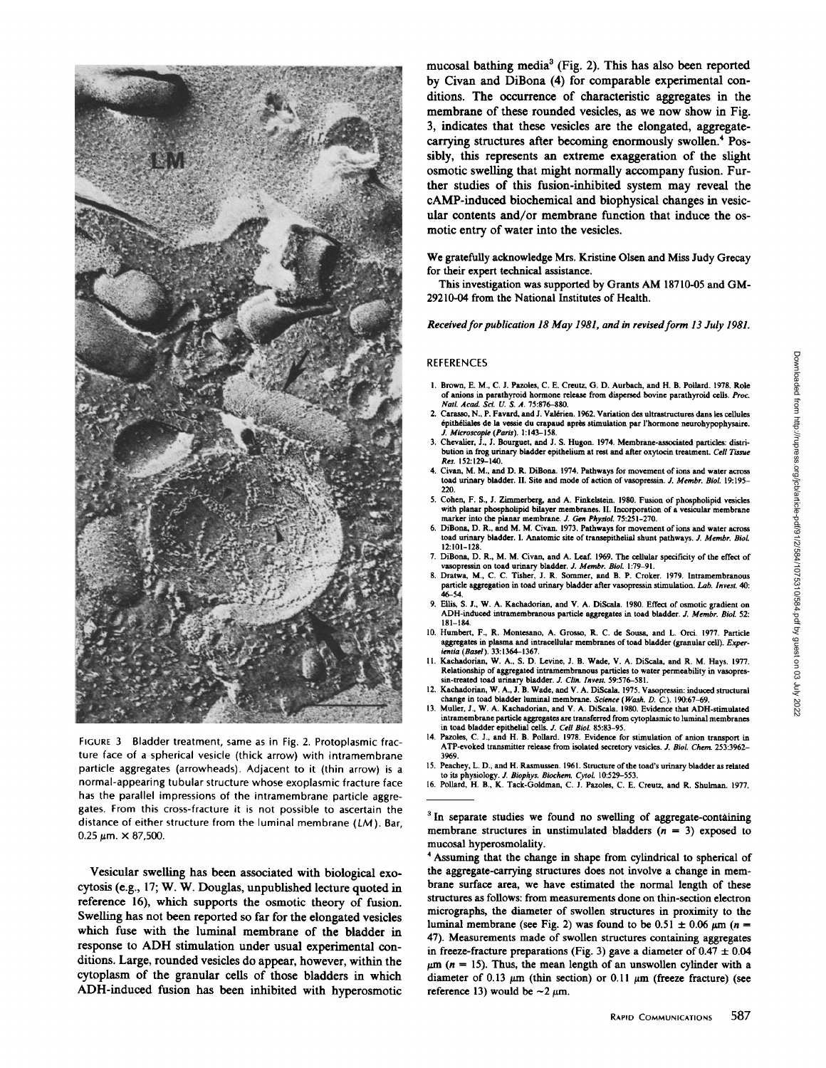FIGURE 3 Bladder treatment, same as in Fig. 2. Protoplasmic fracture face of a spherical vesicle (thick arrow) with intramembrane particle aggregates (arrowheads). Adjacent to it (thin arrow) is a normal-appearing tubular structure whose exoplasmic fracture face has the parallel impressions of the intramembrane particle aggregates. From this cross-fracture it is not possible to ascertain the distance of either structure from the luminal membrane (*LM*). Bar, 0.25 μm. × 87,500.

Vesicular swelling has been associated with biological exocytosis (e.g., 17; W. W. Douglas, unpublished lecture quoted in reference 16), which supports the osmotic theory of fusion. Swelling has not been reported so far for the elongated vesicles which fuse with the luminal membrane of the bladder in response to ADH stimulation under usual experimental conditions. Large, rounded vesicles do appear, however, within the cytoplasm of the granular cells of those bladders in which ADH-induced fusion has been inhibited with hyperosmotic mucosal bathing media[3] (Fig. 2). This has also been reported by Civan and DiBona (4) for comparable experimental conditions. The occurrence of characteristic aggregates in the membrane of these rounded vesicles, as we now show in Fig. 3, indicates that these vesicles are the elongated, aggregate-carrying structures after becoming enormously swollen.[4] Possibly, this represents an extreme exaggeration of the slight osmotic swelling that might normally accompany fusion. Further studies of this fusion-inhibited system may reveal the cAMP-induced biochemical and biophysical changes in vesicular contents and/or membrane function that induce the osmotic entry of water into the vesicles.

We gratefully acknowledge Mrs. Kristine Olsen and Miss Judy Grecay for their expert technical assistance.

This investigation was supported by Grants AM 18710-05 and GM-29210-04 from the National Institutes of Health.

*Received for publication 18 May 1981, and in revised form 13 July 1981.*

## REFERENCES

1. Brown, E. M., C. J. Pazoles, C. E. Creutz, G. D. Aurbach, and H. B. Pollard. 1978. Role of anions in parathyroid hormone release from dispersed bovine parathyroid cells. *Proc. Natl. Acad. Sci. U. S. A.* 75:876–880.
2. Carasso, N., P. Favard, and J. Valérien. 1962. Variation des ultrastructures dans les cellules épithéliales de la vessie du crapaud après stimulation par l'hormone neurohypophysaire. *J. Microscopie (Paris).* 1:143–158.
3. Chevalier, J., J. Bourguet, and J. S. Hugon. 1974. Membrane-associated particles: distribution in frog urinary bladder epithelium at rest and after oxytocin treatment. *Cell Tissue Res.* 152:129–140.
4. Civan, M. M., and D. R. DiBona. 1974. Pathways for movement of ions and water across toad urinary bladder. II. Site and mode of action of vasopressin. *J. Membr. Biol.* 19:195–220.
5. Cohen, F. S., J. Zimmerberg, and A. Finkelstein. 1980. Fusion of phospholipid vesicles with planar phospholipid bilayer membranes. II. Incorporation of a vesicular membrane marker into the planar membrane. *J. Gen Physiol.* 75:251–270.
6. DiBona, D. R., and M. M. Civan. 1973. Pathways for movement of ions and water across toad urinary bladder. I. Anatomic site of transepithelial shunt pathways. *J. Membr. Biol.* 12:101–128.
7. DiBona, D. R., M. M. Civan, and A. Leaf. 1969. The cellular specificity of the effect of vasopressin on toad urinary bladder. *J. Membr. Biol.* 1:79–91.
8. Dratwa, M., C. C. Tisher, J. R. Sommer, and B. P. Croker. 1979. Intramembranous particle aggregation in toad urinary bladder after vasopressin stimulation. *Lab. Invest.* 40: 46–54.
9. Ellis, S. J., W. A. Kachadorian, and V. A. DiScala. 1980. Effect of osmotic gradient on ADH-induced intramembranous particle aggregates in toad bladder. *J. Membr. Biol.* 52: 181–184.
10. Humbert, F., R. Montesano, A. Grosso, R. C. de Sousa, and L. Orci. 1977. Particle aggregates in plasma and intracellular membranes of toad bladder (granular cell). *Experientia (Basel).* 33:1364–1367.
11. Kachadorian, W. A., S. D. Levine, J. B. Wade, V. A. DiScala, and R. M. Hays. 1977. Relationship of aggregated intramembranous particles to water permeability in vasopressin-treated toad urinary bladder. *J. Clin. Invest.* 59:576–581.
12. Kachadorian, W. A., J. B. Wade, and V. A. DiScala. 1975. Vasopressin: induced structural change in toad bladder luminal membrane. *Science (Wash. D. C.).* 190:67–69.
13. Muller, J., W. A. Kachadorian, and V. A. DiScala. 1980. Evidence that ADH-stimulated intramembrane particle aggregates are transferred from cytoplasmic to luminal membranes in toad bladder epithelial cells. *J. Cell Biol.* 85:83–95.
14. Pazoles, C. J., and H. B. Pollard. 1978. Evidence for stimulation of anion transport in ATP-evoked transmitter release from isolated secretory vesicles. *J. Biol. Chem.* 253:3962–3969.
15. Peachey, L. D., and H. Rasmussen. 1961. Structure of the toad's urinary bladder as related to its physiology. *J. Biophys. Biochem. Cytol.* 10:529–553.
16. Pollard, H. B., K. Tack-Goldman, C. J. Pazoles, C. E. Creutz, and R. Shulman. 1977.

---

[3] In separate studies we found no swelling of aggregate-containing membrane structures in unstimulated bladders ($n = 3$) exposed to mucosal hyperosmolality.

[4] Assuming that the change in shape from cylindrical to spherical of the aggregate-carrying structures does not involve a change in membrane surface area, we have estimated the normal length of these structures as follows: from measurements done on thin-section electron micrographs, the diameter of swollen structures in proximity to the luminal membrane (see Fig. 2) was found to be $0.51 \pm 0.06$ μm ($n = 47$). Measurements made of swollen structures containing aggregates in freeze-fracture preparations (Fig. 3) gave a diameter of $0.47 \pm 0.04$ μm ($n = 15$). Thus, the mean length of an unswollen cylinder with a diameter of 0.13 μm (thin section) or 0.11 μm (freeze fracture) (see reference 13) would be ~2 μm.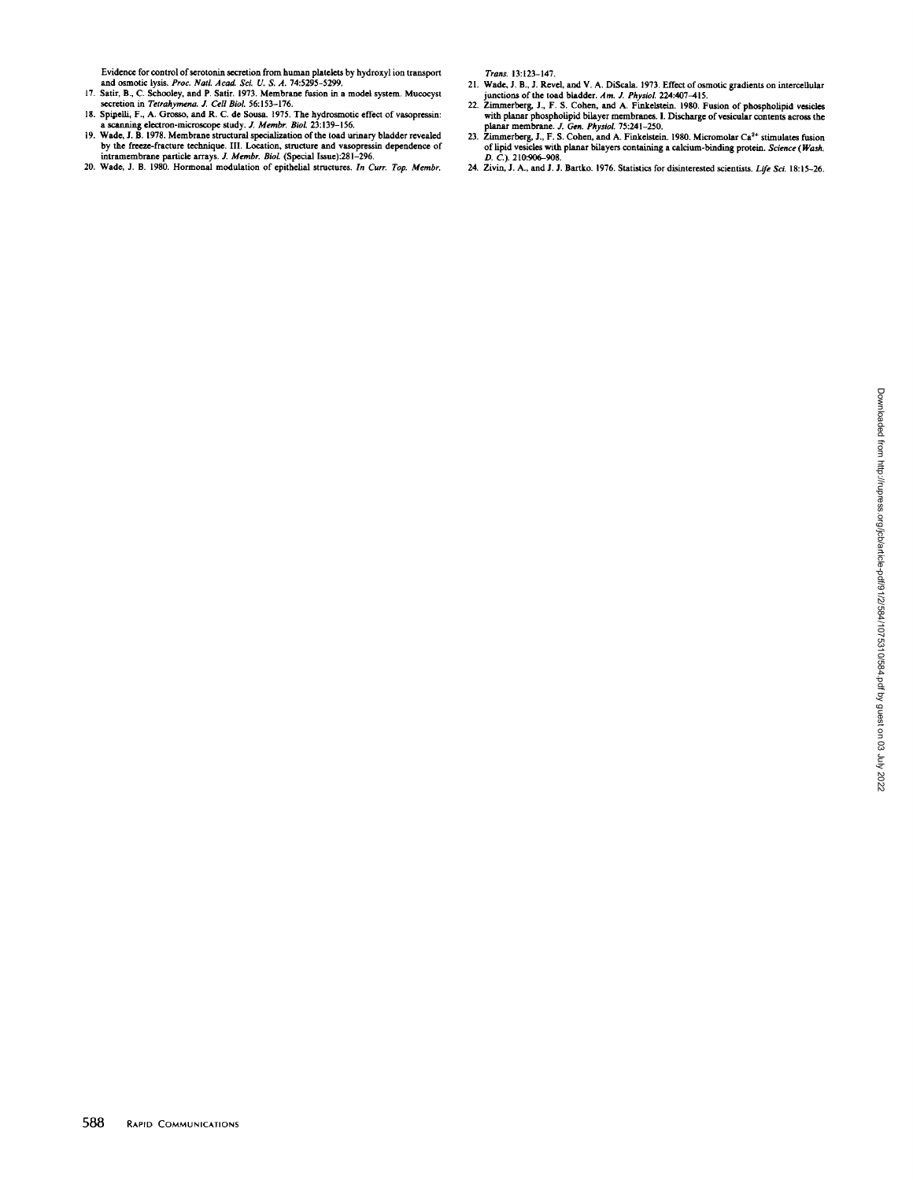Evidence for control of serotonin secretion from human platelets by hydroxyl ion transport and osmotic lysis. *Proc. Natl. Acad. Sci. U. S. A.* 74:5295–5299.

17. Satir, B., C. Schooley, and P. Satir. 1973. Membrane fusion in a model system. Mucocyst secretion in *Tetrahymena*. *J. Cell Biol.* 56:153–176.
18. Spinelli, F., A. Grosso, and R. C. de Sousa. 1975. The hydrosmotic effect of vasopressin: a scanning electron-microscope study. *J. Membr. Biol.* 23:139–156.
19. Wade, J. B. 1978. Membrane structural specialization of the toad urinary bladder revealed by the freeze-fracture technique. III. Location, structure and vasopressin dependence of intramembrane particle arrays. *J. Membr. Biol.* (Special Issue):281–296.
20. Wade, J. B. 1980. Hormonal modulation of epithelial structures. *In Curr. Top. Membr. Trans.* 13:123–147.
21. Wade, J. B., J. Revel, and V. A. DiScala. 1973. Effect of osmotic gradients on intercellular junctions of the toad bladder. *Am. J. Physiol.* 224:407–415.
22. Zimmerberg, J., F. S. Cohen, and A. Finkelstein. 1980. Fusion of phospholipid vesicles with planar phospholipid bilayer membranes. I. Discharge of vesicular contents across the planar membrane. *J. Gen. Physiol.* 75:241–250.
23. Zimmerberg, J., F. S. Cohen, and A. Finkelstein. 1980. Micromolar $Ca^{2+}$ stimulates fusion of lipid vesicles with planar bilayers containing a calcium-binding protein. *Science (Wash. D. C.).* 210:906–908.
24. Zivin, J. A., and J. J. Bartko. 1976. Statistics for disinterested scientists. *Life Sci.* 18:15–26.